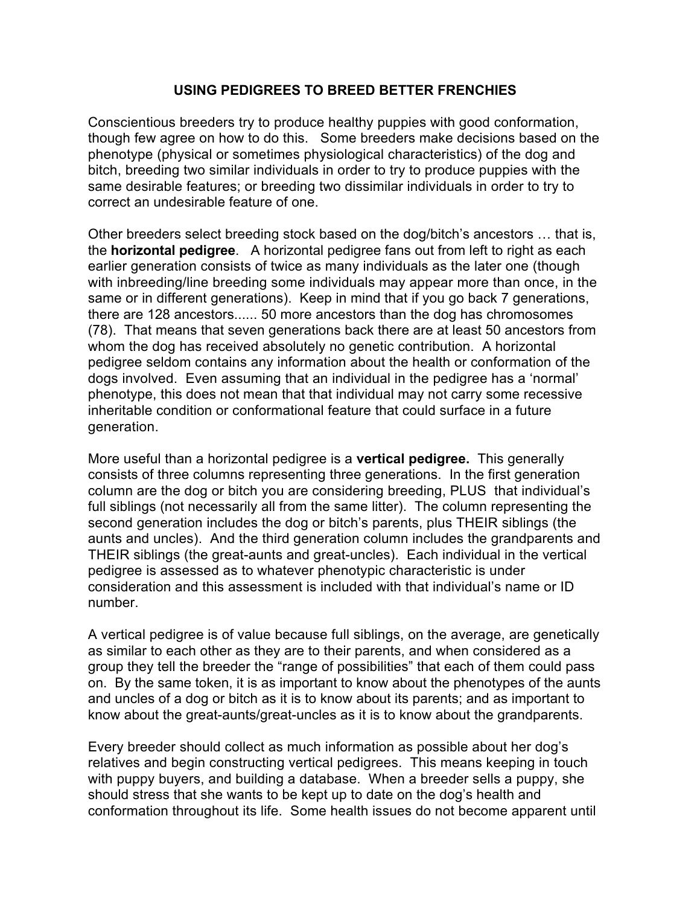# USING PEDIGREES TO BREED BETTER FRENCHIES

Conscientious breeders try to produce healthy puppies with good conformation, though few agree on how to do this. Some breeders make decisions based on the phenotype (physical or sometimes physiological characteristics) of the dog and bitch, breeding two similar individuals in order to try to produce puppies with the same desirable features; or breeding two dissimilar individuals in order to try to correct an undesirable feature of one.

Other breeders select breeding stock based on the dog/bitch's ancestors … that is, the **horizontal pedigree**. A horizontal pedigree fans out from left to right as each earlier generation consists of twice as many individuals as the later one (though with inbreeding/line breeding some individuals may appear more than once, in the same or in different generations). Keep in mind that if you go back 7 generations, there are 128 ancestors...... 50 more ancestors than the dog has chromosomes (78). That means that seven generations back there are at least 50 ancestors from whom the dog has received absolutely no genetic contribution. A horizontal pedigree seldom contains any information about the health or conformation of the dogs involved. Even assuming that an individual in the pedigree has a 'normal' phenotype, this does not mean that that individual may not carry some recessive inheritable condition or conformational feature that could surface in a future generation.

More useful than a horizontal pedigree is a **vertical pedigree.** This generally consists of three columns representing three generations. In the first generation column are the dog or bitch you are considering breeding, PLUS that individual's full siblings (not necessarily all from the same litter). The column representing the second generation includes the dog or bitch's parents, plus THEIR siblings (the aunts and uncles). And the third generation column includes the grandparents and THEIR siblings (the great-aunts and great-uncles). Each individual in the vertical pedigree is assessed as to whatever phenotypic characteristic is under consideration and this assessment is included with that individual's name or ID number.

A vertical pedigree is of value because full siblings, on the average, are genetically as similar to each other as they are to their parents, and when considered as a group they tell the breeder the "range of possibilities" that each of them could pass on. By the same token, it is as important to know about the phenotypes of the aunts and uncles of a dog or bitch as it is to know about its parents; and as important to know about the great-aunts/great-uncles as it is to know about the grandparents.

Every breeder should collect as much information as possible about her dog's relatives and begin constructing vertical pedigrees. This means keeping in touch with puppy buyers, and building a database. When a breeder sells a puppy, she should stress that she wants to be kept up to date on the dog's health and conformation throughout its life. Some health issues do not become apparent until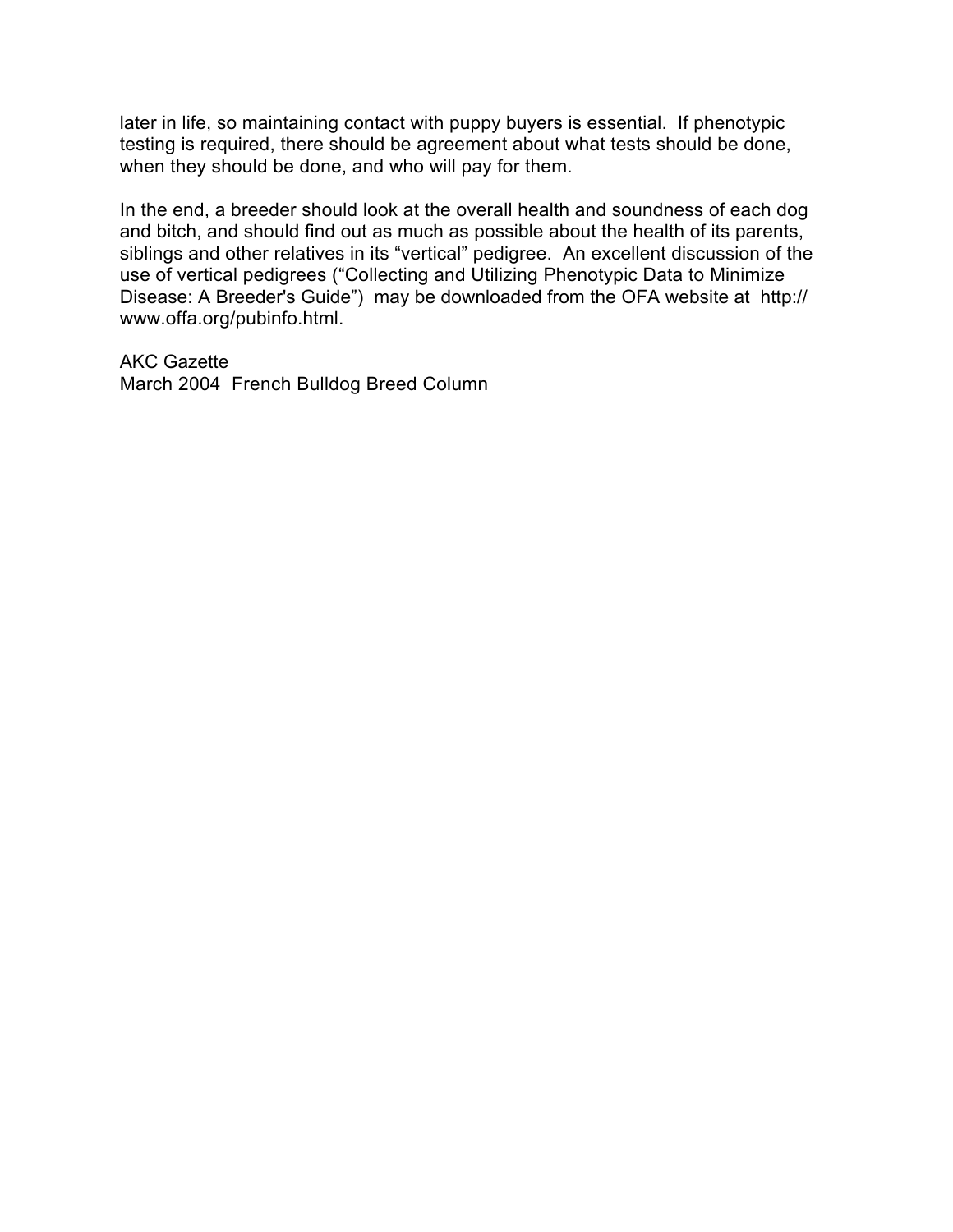later in life, so maintaining contact with puppy buyers is essential. If phenotypic testing is required, there should be agreement about what tests should be done, when they should be done, and who will pay for them.

In the end, a breeder should look at the overall health and soundness of each dog and bitch, and should find out as much as possible about the health of its parents, siblings and other relatives in its "vertical" pedigree. An excellent discussion of the use of vertical pedigrees ("Collecting and Utilizing Phenotypic Data to Minimize Disease: A Breeder's Guide") may be downloaded from the OFA website at http://www.offa.org/pubinfo.html.

AKC Gazette
March 2004 French Bulldog Breed Column